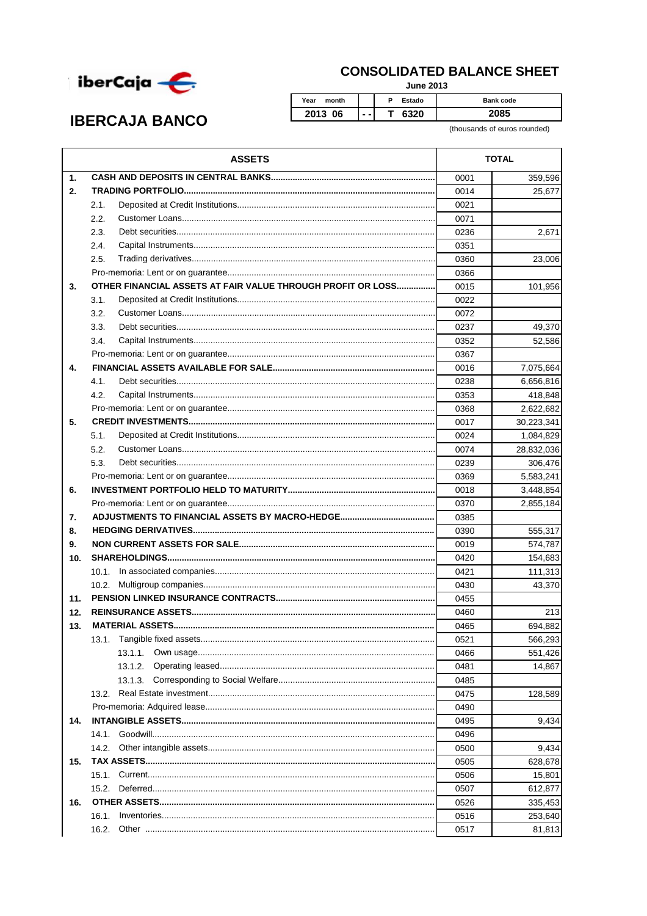iberCaja

# IBERCAJA BANCO

## CONSOLIDATED BALANCE SHEET

**June 2013**

| Year month | | P Estado | Bank code |
|---|---|---|---|
| 2013 06 | - - | T 6320 | 2085 |

(thousands of euros rounded)

| ASSETS | | TOTAL |
|---|---|---|
| **1. CASH AND DEPOSITS IN CENTRAL BANKS** | 0001 | 359,596 |
| **2. TRADING PORTFOLIO** | 0014 | 25,677 |
| 2.1. Deposited at Credit Institutions | 0021 | |
| 2.2. Customer Loans | 0071 | |
| 2.3. Debt securities | 0236 | 2,671 |
| 2.4. Capital Instruments | 0351 | |
| 2.5. Trading derivatives | 0360 | 23,006 |
| Pro-memoria: Lent or on guarantee | 0366 | |
| **3. OTHER FINANCIAL ASSETS AT FAIR VALUE THROUGH PROFIT OR LOSS** | 0015 | 101,956 |
| 3.1. Deposited at Credit Institutions | 0022 | |
| 3.2. Customer Loans | 0072 | |
| 3.3. Debt securities | 0237 | 49,370 |
| 3.4. Capital Instruments | 0352 | 52,586 |
| Pro-memoria: Lent or on guarantee | 0367 | |
| **4. FINANCIAL ASSETS AVAILABLE FOR SALE** | 0016 | 7,075,664 |
| 4.1. Debt securities | 0238 | 6,656,816 |
| 4.2. Capital Instruments | 0353 | 418,848 |
| Pro-memoria: Lent or on guarantee | 0368 | 2,622,682 |
| **5. CREDIT INVESTMENTS** | 0017 | 30,223,341 |
| 5.1. Deposited at Credit Institutions | 0024 | 1,084,829 |
| 5.2. Customer Loans | 0074 | 28,832,036 |
| 5.3. Debt securities | 0239 | 306,476 |
| Pro-memoria: Lent or on guarantee | 0369 | 5,583,241 |
| **6. INVESTMENT PORTFOLIO HELD TO MATURITY** | 0018 | 3,448,854 |
| Pro-memoria: Lent or on guarantee | 0370 | 2,855,184 |
| **7. ADJUSTMENTS TO FINANCIAL ASSETS BY MACRO-HEDGE** | 0385 | |
| **8. HEDGING DERIVATIVES** | 0390 | 555,317 |
| **9. NON CURRENT ASSETS FOR SALE** | 0019 | 574,787 |
| **10. SHAREHOLDINGS** | 0420 | 154,683 |
| 10.1. In associated companies | 0421 | 111,313 |
| 10.2. Multigroup companies | 0430 | 43,370 |
| **11. PENSION LINKED INSURANCE CONTRACTS** | 0455 | |
| **12. REINSURANCE ASSETS** | 0460 | 213 |
| **13. MATERIAL ASSETS** | 0465 | 694,882 |
| 13.1. Tangible fixed assets | 0521 | 566,293 |
| 13.1.1. Own usage | 0466 | 551,426 |
| 13.1.2. Operating leased | 0481 | 14,867 |
| 13.1.3. Corresponding to Social Welfare | 0485 | |
| 13.2. Real Estate investment | 0475 | 128,589 |
| Pro-memoria: Adquired lease | 0490 | |
| **14. INTANGIBLE ASSETS** | 0495 | 9,434 |
| 14.1. Goodwill | 0496 | |
| 14.2. Other intangible assets | 0500 | 9,434 |
| **15. TAX ASSETS** | 0505 | 628,678 |
| 15.1. Current | 0506 | 15,801 |
| 15.2. Deferred | 0507 | 612,877 |
| **16. OTHER ASSETS** | 0526 | 335,453 |
| 16.1. Inventories | 0516 | 253,640 |
| 16.2. Other | 0517 | 81,813 |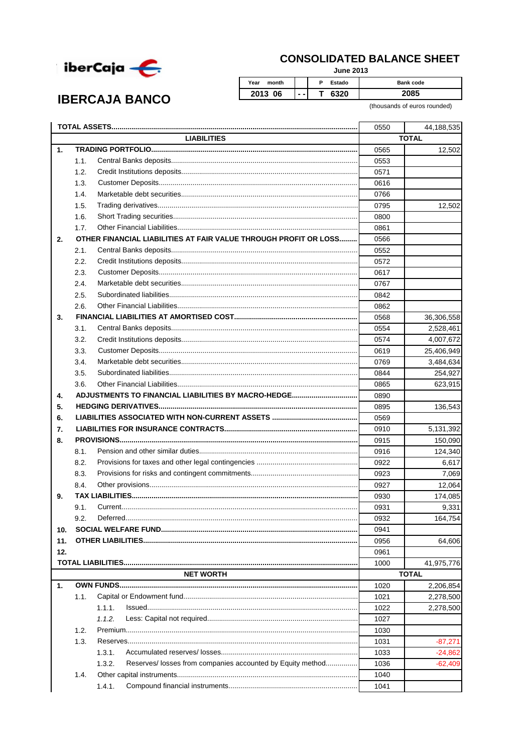iberCaja

# IBERCAJA BANCO

## CONSOLIDATED BALANCE SHEET

June 2013

| Year month | | P Estado | Bank code |
|---|---|---|---|
| 2013 06 | - - | T 6320 | 2085 |

(thousands of euros rounded)

| | | | | |
|---|---|---|---|---|
| **TOTAL ASSETS** | | | 0550 | 44,188,535 |
| | | **LIABILITIES** | | **TOTAL** |
| **1.** | | **TRADING PORTFOLIO** | 0565 | 12,502 |
| | 1.1. | Central Banks deposits | 0553 | |
| | 1.2. | Credit Institutions deposits | 0571 | |
| | 1.3. | Customer Deposits | 0616 | |
| | 1.4. | Marketable debt securities | 0766 | |
| | 1.5. | Trading derivatives | 0795 | 12,502 |
| | 1.6. | Short Trading securities | 0800 | |
| | 1.7. | Other Financial Liabilities | 0861 | |
| **2.** | | **OTHER FINANCIAL LIABILITIES AT FAIR VALUE THROUGH PROFIT OR LOSS** | 0566 | |
| | 2.1. | Central Banks deposits | 0552 | |
| | 2.2. | Credit Institutions deposits | 0572 | |
| | 2.3. | Customer Deposits | 0617 | |
| | 2.4. | Marketable debt securities | 0767 | |
| | 2.5. | Subordinated liabilities | 0842 | |
| | 2.6. | Other Financial Liabilities | 0862 | |
| **3.** | | **FINANCIAL LIABILITIES AT AMORTISED COST** | 0568 | 36,306,558 |
| | 3.1. | Central Banks deposits | 0554 | 2,528,461 |
| | 3.2. | Credit Institutions deposits | 0574 | 4,007,672 |
| | 3.3. | Customer Deposits | 0619 | 25,406,949 |
| | 3.4. | Marketable debt securities | 0769 | 3,484,634 |
| | 3.5. | Subordinated liabilities | 0844 | 254,927 |
| | 3.6. | Other Financial Liabilities | 0865 | 623,915 |
| **4.** | | **ADJUSTMENTS TO FINANCIAL LIABILITIES BY MACRO-HEDGE** | 0890 | |
| **5.** | | **HEDGING DERIVATIVES** | 0895 | 136,543 |
| **6.** | | **LIABILITIES ASSOCIATED WITH NON-CURRENT ASSETS** | 0569 | |
| **7.** | | **LIABILITIES FOR INSURANCE CONTRACTS** | 0910 | 5,131,392 |
| **8.** | | **PROVISIONS** | 0915 | 150,090 |
| | 8.1. | Pension and other similar duties | 0916 | 124,340 |
| | 8.2. | Provisions for taxes and other legal contingencies | 0922 | 6,617 |
| | 8.3. | Provisions for risks and contingent commitments | 0923 | 7,069 |
| | 8.4. | Other provisions | 0927 | 12,064 |
| **9.** | | **TAX LIABILITIES** | 0930 | 174,085 |
| | 9.1. | Current | 0931 | 9,331 |
| | 9.2. | Deferred | 0932 | 164,754 |
| **10.** | | **SOCIAL WELFARE FUND** | 0941 | |
| **11.** | | **OTHER LIABILITIES** | 0956 | 64,606 |
| **12.** | | | 0961 | |
| **TOTAL LIABILITIES** | | | 1000 | 41,975,776 |
| | | **NET WORTH** | | **TOTAL** |
| **1.** | | **OWN FUNDS** | 1020 | 2,206,854 |
| | 1.1. | Capital or Endowment fund | 1021 | 2,278,500 |
| | 1.1.1. | Issued | 1022 | 2,278,500 |
| | *1.1.2.* | Less: Capital not required | 1027 | |
| | 1.2. | Premium | 1030 | |
| | 1.3. | Reserves | 1031 | -87,271 |
| | 1.3.1. | Accumulated reserves/ losses | 1033 | -24,862 |
| | 1.3.2. | Reserves/ losses from companies accounted by Equity method | 1036 | -62,409 |
| | 1.4. | Other capital instruments | 1040 | |
| | 1.4.1. | Compound financial instruments | 1041 | |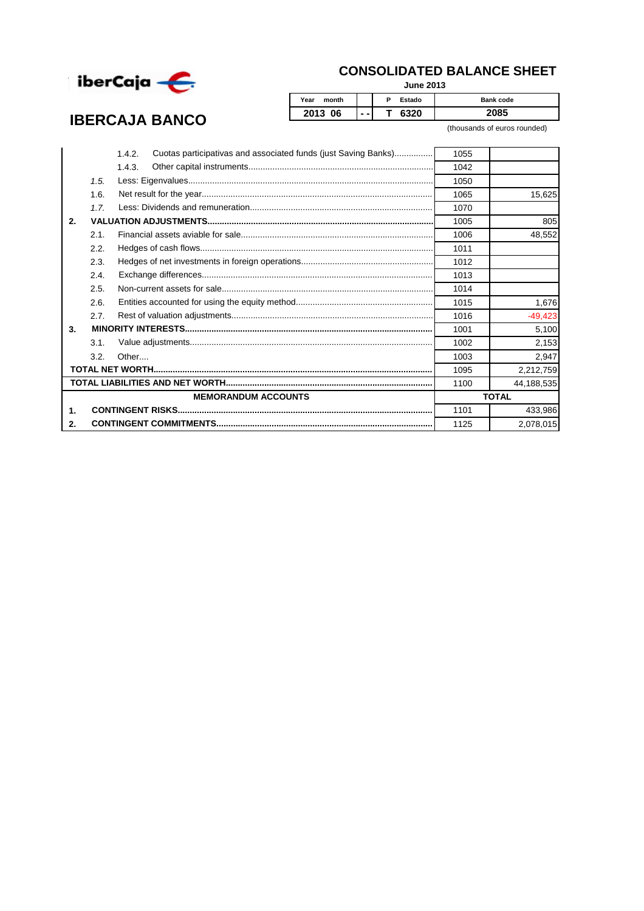# IBERCAJA BANCO

## CONSOLIDATED BALANCE SHEET

**June 2013**

| Year month | | P Estado | Bank code |
|---|---|---|---|
| 2013 06 | - - | T 6320 | 2085 |

(thousands of euros rounded)

| | | | |
|---|---|---|---|
| | 1.4.2. Cuotas participativas and associated funds (just Saving Banks) | 1055 | |
| | 1.4.3. Other capital instruments | 1042 | |
| | *1.5.* Less: Eigenvalues | 1050 | |
| | 1.6. Net result for the year | 1065 | 15,625 |
| | *1.7.* Less: Dividends and remuneration | 1070 | |
| **2.** | **VALUATION ADJUSTMENTS** | 1005 | 805 |
| | 2.1. Financial assets aviable for sale | 1006 | 48,552 |
| | 2.2. Hedges of cash flows | 1011 | |
| | 2.3. Hedges of net investments in foreign operations | 1012 | |
| | 2.4. Exchange differences | 1013 | |
| | 2.5. Non-current assets for sale | 1014 | |
| | 2.6. Entities accounted for using the equity method | 1015 | 1,676 |
| | 2.7. Rest of valuation adjustments | 1016 | -49,423 |
| **3.** | **MINORITY INTERESTS** | 1001 | 5,100 |
| | 3.1. Value adjustments | 1002 | 2,153 |
| | 3.2. Other | 1003 | 2,947 |
| **TOTAL NET WORTH** | | 1095 | 2,212,759 |
| **TOTAL LIABILITIES AND NET WORTH** | | 1100 | 44,188,535 |
| | **MEMORANDUM ACCOUNTS** | | **TOTAL** |
| **1.** | **CONTINGENT RISKS** | 1101 | 433,986 |
| **2.** | **CONTINGENT COMMITMENTS** | 1125 | 2,078,015 |